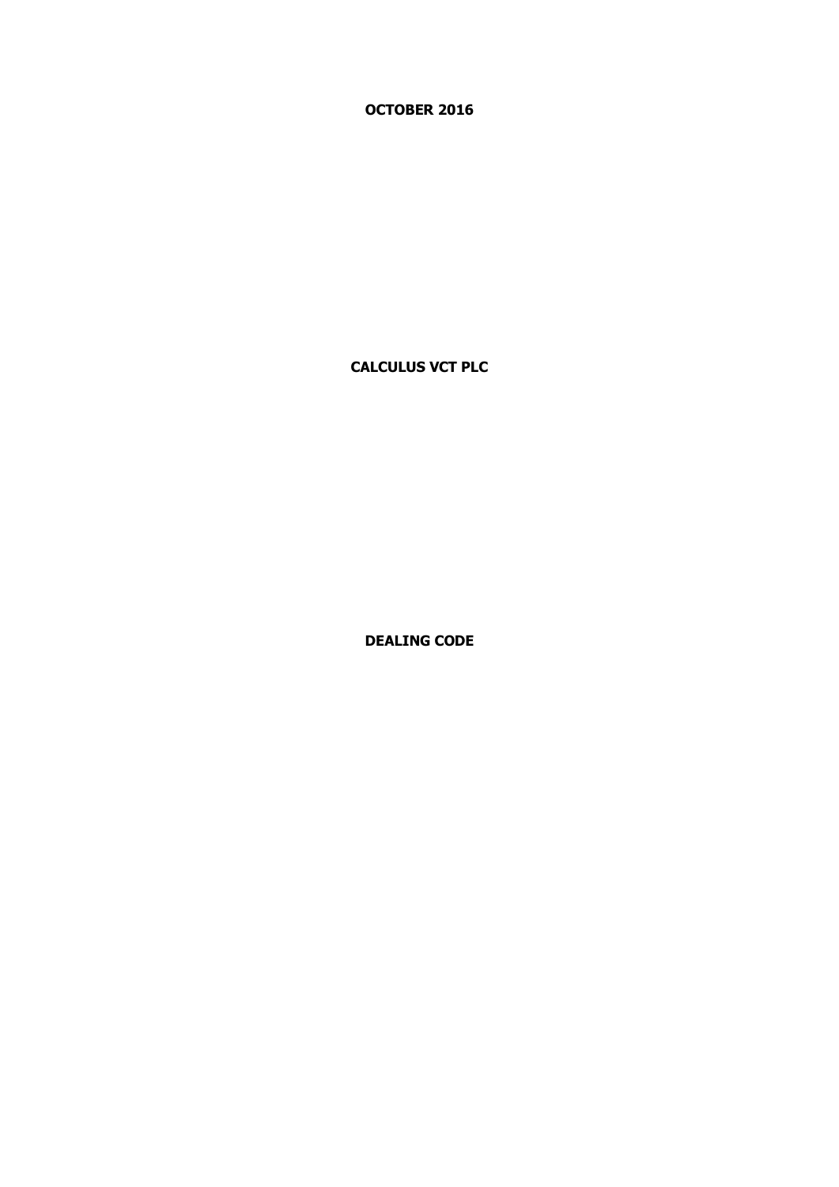**OCTOBER 2016**

# CALCULUS VCT PLC

# DEALING CODE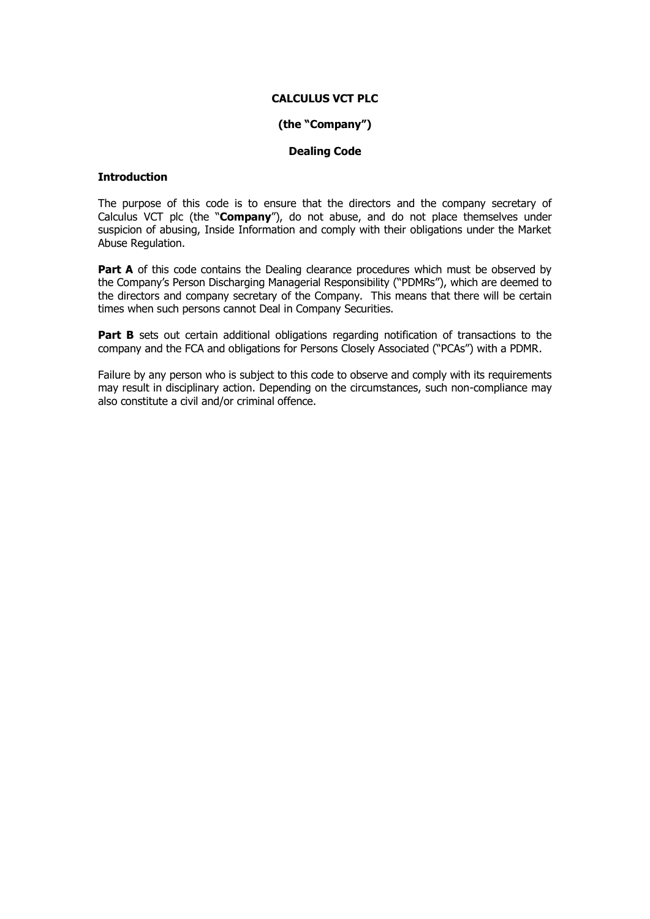**CALCULUS VCT PLC**

**(the "Company")**

**Dealing Code**

**Introduction**

The purpose of this code is to ensure that the directors and the company secretary of Calculus VCT plc (the "**Company**"), do not abuse, and do not place themselves under suspicion of abusing, Inside Information and comply with their obligations under the Market Abuse Regulation.

**Part A** of this code contains the Dealing clearance procedures which must be observed by the Company's Person Discharging Managerial Responsibility ("PDMRs"), which are deemed to the directors and company secretary of the Company. This means that there will be certain times when such persons cannot Deal in Company Securities.

**Part B** sets out certain additional obligations regarding notification of transactions to the company and the FCA and obligations for Persons Closely Associated ("PCAs") with a PDMR.

Failure by any person who is subject to this code to observe and comply with its requirements may result in disciplinary action. Depending on the circumstances, such non-compliance may also constitute a civil and/or criminal offence.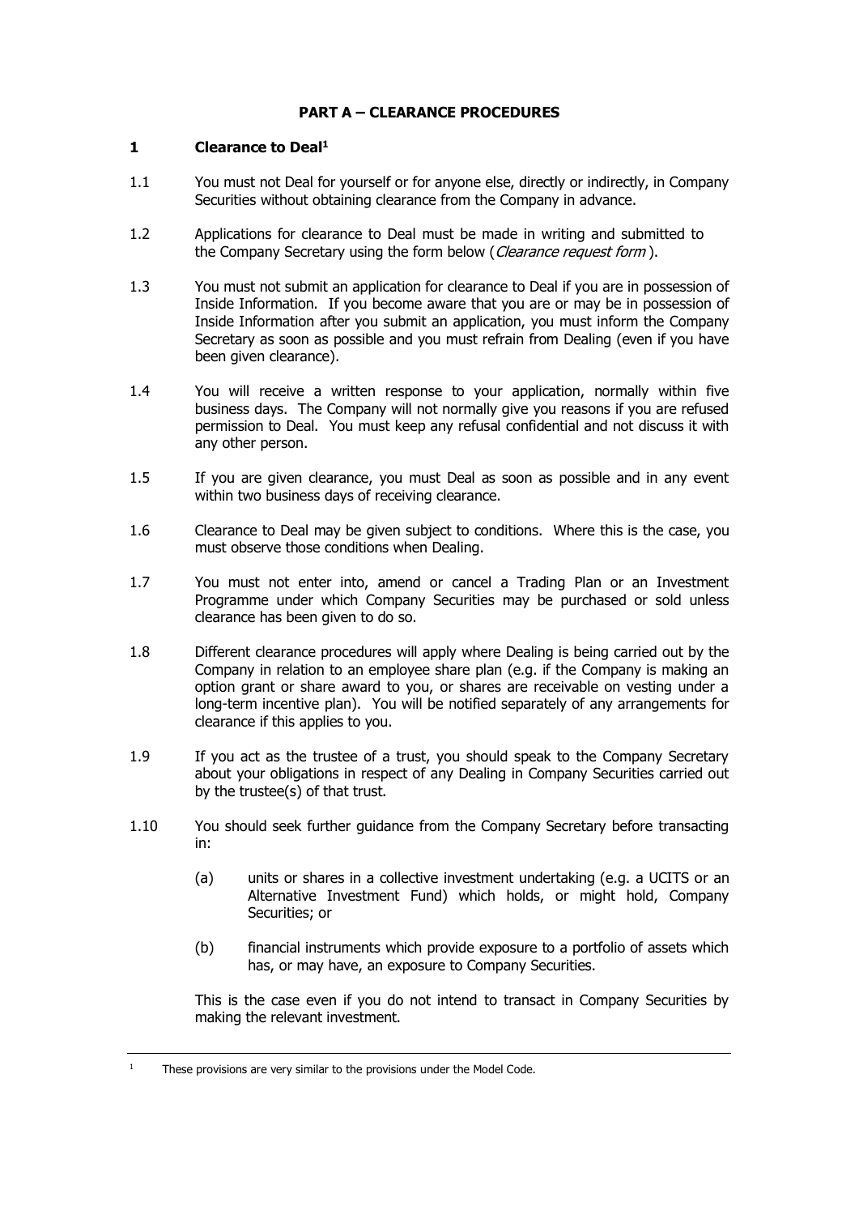## PART A – CLEARANCE PROCEDURES

### 1 Clearance to Deal[1]

1.1 You must not Deal for yourself or for anyone else, directly or indirectly, in Company Securities without obtaining clearance from the Company in advance.

1.2 Applications for clearance to Deal must be made in writing and submitted to the Company Secretary using the form below (*Clearance request form*).

1.3 You must not submit an application for clearance to Deal if you are in possession of Inside Information. If you become aware that you are or may be in possession of Inside Information after you submit an application, you must inform the Company Secretary as soon as possible and you must refrain from Dealing (even if you have been given clearance).

1.4 You will receive a written response to your application, normally within five business days. The Company will not normally give you reasons if you are refused permission to Deal. You must keep any refusal confidential and not discuss it with any other person.

1.5 If you are given clearance, you must Deal as soon as possible and in any event within two business days of receiving clearance.

1.6 Clearance to Deal may be given subject to conditions. Where this is the case, you must observe those conditions when Dealing.

1.7 You must not enter into, amend or cancel a Trading Plan or an Investment Programme under which Company Securities may be purchased or sold unless clearance has been given to do so.

1.8 Different clearance procedures will apply where Dealing is being carried out by the Company in relation to an employee share plan (e.g. if the Company is making an option grant or share award to you, or shares are receivable on vesting under a long-term incentive plan). You will be notified separately of any arrangements for clearance if this applies to you.

1.9 If you act as the trustee of a trust, you should speak to the Company Secretary about your obligations in respect of any Dealing in Company Securities carried out by the trustee(s) of that trust.

1.10 You should seek further guidance from the Company Secretary before transacting in:

(a) units or shares in a collective investment undertaking (e.g. a UCITS or an Alternative Investment Fund) which holds, or might hold, Company Securities; or

(b) financial instruments which provide exposure to a portfolio of assets which has, or may have, an exposure to Company Securities.

This is the case even if you do not intend to transact in Company Securities by making the relevant investment.

---

[1] These provisions are very similar to the provisions under the Model Code.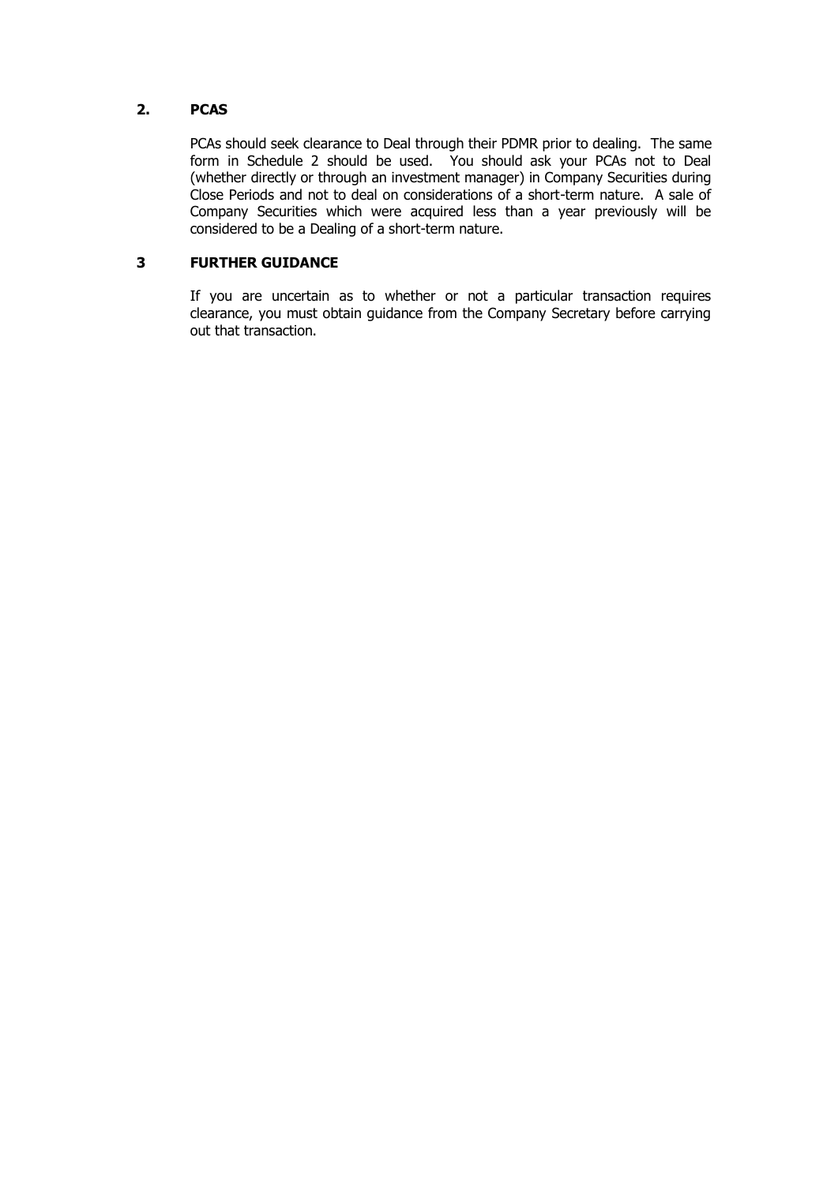## 2. PCAS

PCAs should seek clearance to Deal through their PDMR prior to dealing. The same form in Schedule 2 should be used. You should ask your PCAs not to Deal (whether directly or through an investment manager) in Company Securities during Close Periods and not to deal on considerations of a short-term nature. A sale of Company Securities which were acquired less than a year previously will be considered to be a Dealing of a short-term nature.

## 3 FURTHER GUIDANCE

If you are uncertain as to whether or not a particular transaction requires clearance, you must obtain guidance from the Company Secretary before carrying out that transaction.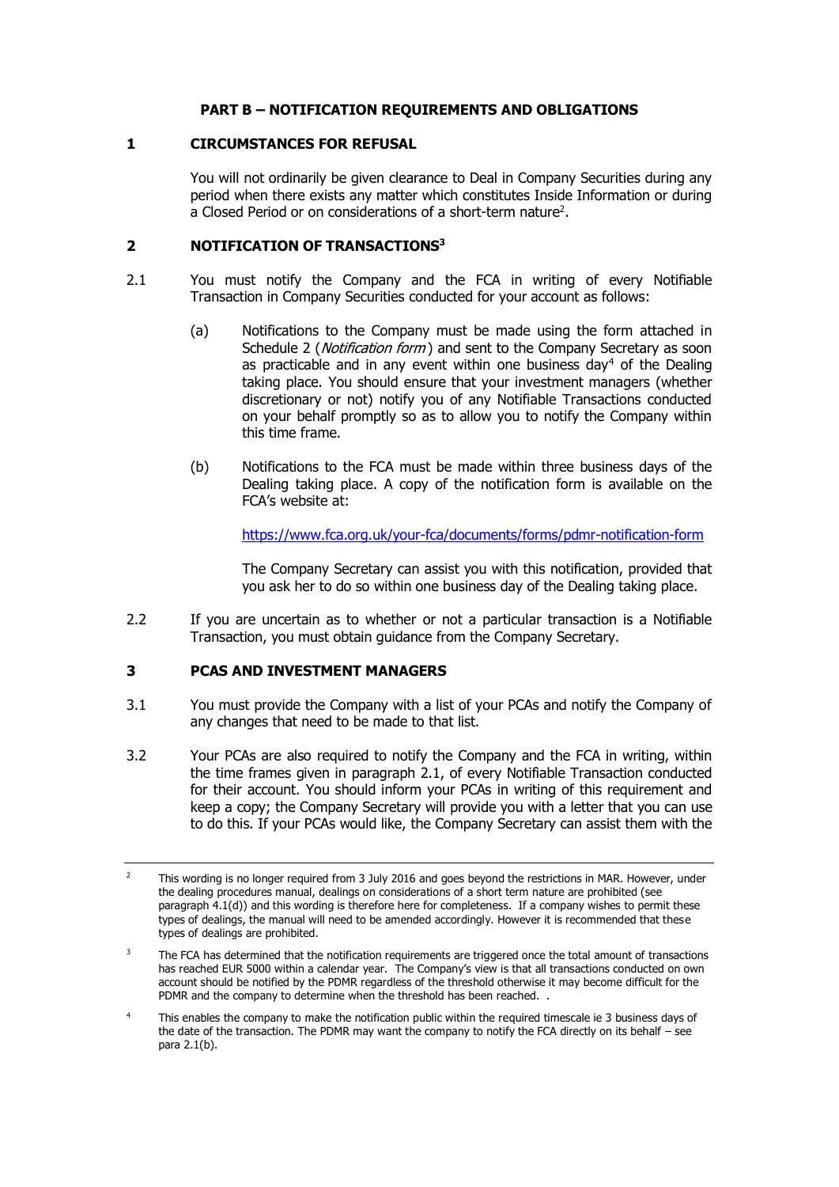## PART B – NOTIFICATION REQUIREMENTS AND OBLIGATIONS

### 1 CIRCUMSTANCES FOR REFUSAL

You will not ordinarily be given clearance to Deal in Company Securities during any period when there exists any matter which constitutes Inside Information or during a Closed Period or on considerations of a short-term nature[2].

### 2 NOTIFICATION OF TRANSACTIONS[3]

2.1 You must notify the Company and the FCA in writing of every Notifiable Transaction in Company Securities conducted for your account as follows:

(a) Notifications to the Company must be made using the form attached in Schedule 2 (*Notification form*) and sent to the Company Secretary as soon as practicable and in any event within one business day[4] of the Dealing taking place. You should ensure that your investment managers (whether discretionary or not) notify you of any Notifiable Transactions conducted on your behalf promptly so as to allow you to notify the Company within this time frame.

(b) Notifications to the FCA must be made within three business days of the Dealing taking place. A copy of the notification form is available on the FCA's website at:

[https://www.fca.org.uk/your-fca/documents/forms/pdmr-notification-form](https://www.fca.org.uk/your-fca/documents/forms/pdmr-notification-form)

The Company Secretary can assist you with this notification, provided that you ask her to do so within one business day of the Dealing taking place.

2.2 If you are uncertain as to whether or not a particular transaction is a Notifiable Transaction, you must obtain guidance from the Company Secretary.

### 3 PCAS AND INVESTMENT MANAGERS

3.1 You must provide the Company with a list of your PCAs and notify the Company of any changes that need to be made to that list.

3.2 Your PCAs are also required to notify the Company and the FCA in writing, within the time frames given in paragraph 2.1, of every Notifiable Transaction conducted for their account. You should inform your PCAs in writing of this requirement and keep a copy; the Company Secretary will provide you with a letter that you can use to do this. If your PCAs would like, the Company Secretary can assist them with the

---

[2] This wording is no longer required from 3 July 2016 and goes beyond the restrictions in MAR. However, under the dealing procedures manual, dealings on considerations of a short term nature are prohibited (see paragraph 4.1(d)) and this wording is therefore here for completeness. If a company wishes to permit these types of dealings, the manual will need to be amended accordingly. However it is recommended that these types of dealings are prohibited.

[3] The FCA has determined that the notification requirements are triggered once the total amount of transactions has reached EUR 5000 within a calendar year. The Company's view is that all transactions conducted on own account should be notified by the PDMR regardless of the threshold otherwise it may become difficult for the PDMR and the company to determine when the threshold has been reached. .

[4] This enables the company to make the notification public within the required timescale ie 3 business days of the date of the transaction. The PDMR may want the company to notify the FCA directly on its behalf – see para 2.1(b).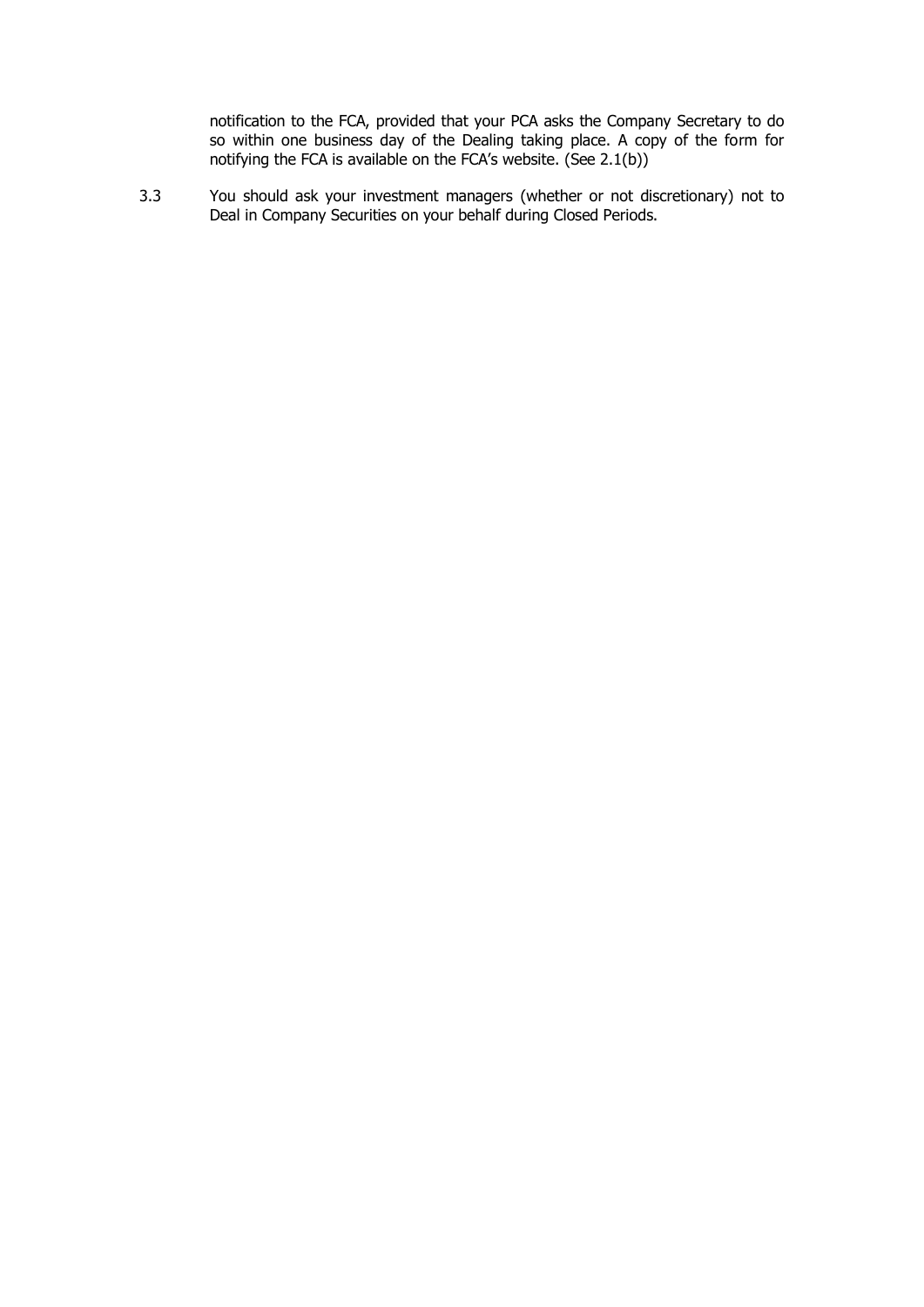notification to the FCA, provided that your PCA asks the Company Secretary to do so within one business day of the Dealing taking place. A copy of the form for notifying the FCA is available on the FCA's website. (See 2.1(b))

3.3 You should ask your investment managers (whether or not discretionary) not to Deal in Company Securities on your behalf during Closed Periods.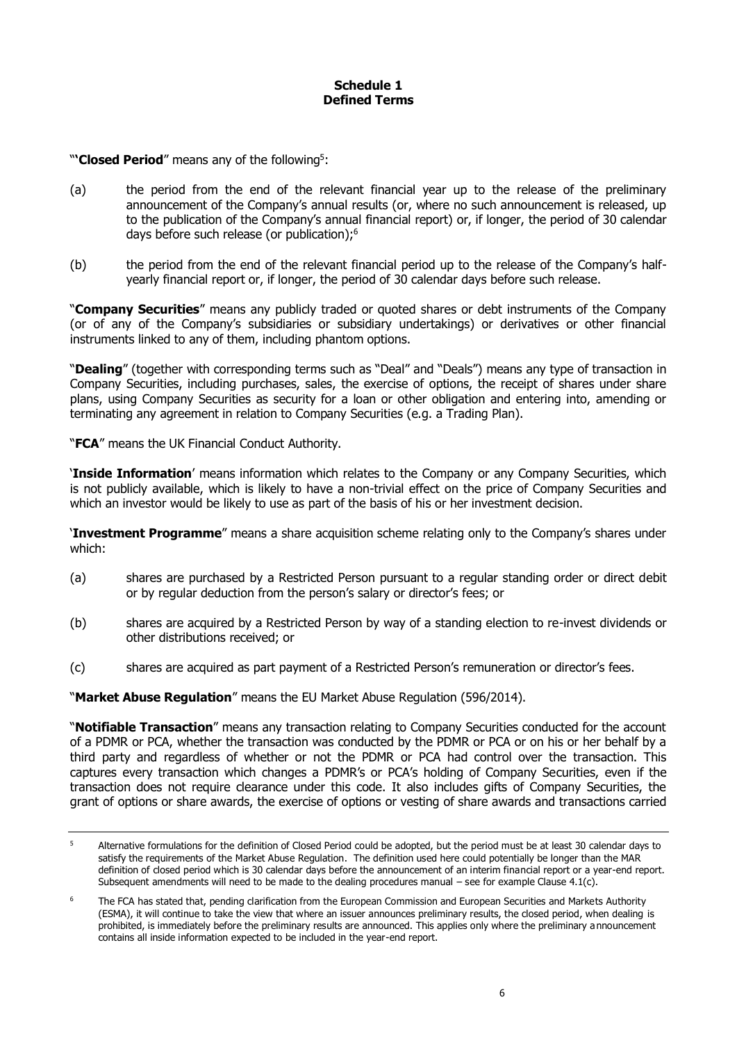**Schedule 1**
**Defined Terms**

"'**Closed Period**" means any of the following[5]:

(a) the period from the end of the relevant financial year up to the release of the preliminary announcement of the Company's annual results (or, where no such announcement is released, up to the publication of the Company's annual financial report) or, if longer, the period of 30 calendar days before such release (or publication);[6]

(b) the period from the end of the relevant financial period up to the release of the Company's half-yearly financial report or, if longer, the period of 30 calendar days before such release.

"**Company Securities**" means any publicly traded or quoted shares or debt instruments of the Company (or of any of the Company's subsidiaries or subsidiary undertakings) or derivatives or other financial instruments linked to any of them, including phantom options.

"**Dealing**" (together with corresponding terms such as "Deal" and "Deals") means any type of transaction in Company Securities, including purchases, sales, the exercise of options, the receipt of shares under share plans, using Company Securities as security for a loan or other obligation and entering into, amending or terminating any agreement in relation to Company Securities (e.g. a Trading Plan).

"**FCA**" means the UK Financial Conduct Authority.

'**Inside Information**' means information which relates to the Company or any Company Securities, which is not publicly available, which is likely to have a non-trivial effect on the price of Company Securities and which an investor would be likely to use as part of the basis of his or her investment decision.

'**Investment Programme**" means a share acquisition scheme relating only to the Company's shares under which:

(a) shares are purchased by a Restricted Person pursuant to a regular standing order or direct debit or by regular deduction from the person's salary or director's fees; or

(b) shares are acquired by a Restricted Person by way of a standing election to re-invest dividends or other distributions received; or

(c) shares are acquired as part payment of a Restricted Person's remuneration or director's fees.

"**Market Abuse Regulation**" means the EU Market Abuse Regulation (596/2014).

"**Notifiable Transaction**" means any transaction relating to Company Securities conducted for the account of a PDMR or PCA, whether the transaction was conducted by the PDMR or PCA or on his or her behalf by a third party and regardless of whether or not the PDMR or PCA had control over the transaction. This captures every transaction which changes a PDMR's or PCA's holding of Company Securities, even if the transaction does not require clearance under this code. It also includes gifts of Company Securities, the grant of options or share awards, the exercise of options or vesting of share awards and transactions carried

---

[5] Alternative formulations for the definition of Closed Period could be adopted, but the period must be at least 30 calendar days to satisfy the requirements of the Market Abuse Regulation. The definition used here could potentially be longer than the MAR definition of closed period which is 30 calendar days before the announcement of an interim financial report or a year-end report. Subsequent amendments will need to be made to the dealing procedures manual – see for example Clause 4.1(c).

[6] The FCA has stated that, pending clarification from the European Commission and European Securities and Markets Authority (ESMA), it will continue to take the view that where an issuer announces preliminary results, the closed period, when dealing is prohibited, is immediately before the preliminary results are announced. This applies only where the preliminary announcement contains all inside information expected to be included in the year-end report.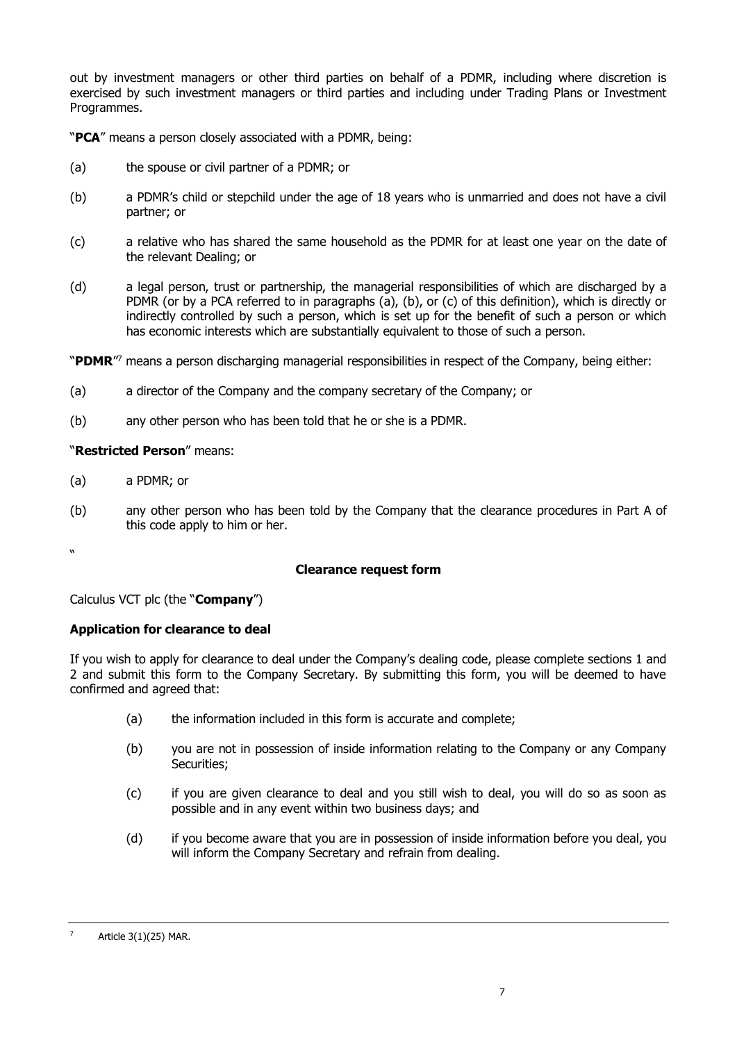out by investment managers or other third parties on behalf of a PDMR, including where discretion is exercised by such investment managers or third parties and including under Trading Plans or Investment Programmes.

"**PCA**" means a person closely associated with a PDMR, being:

(a) the spouse or civil partner of a PDMR; or

(b) a PDMR's child or stepchild under the age of 18 years who is unmarried and does not have a civil partner; or

(c) a relative who has shared the same household as the PDMR for at least one year on the date of the relevant Dealing; or

(d) a legal person, trust or partnership, the managerial responsibilities of which are discharged by a PDMR (or by a PCA referred to in paragraphs (a), (b), or (c) of this definition), which is directly or indirectly controlled by such a person, which is set up for the benefit of such a person or which has economic interests which are substantially equivalent to those of such a person.

"**PDMR**"[7] means a person discharging managerial responsibilities in respect of the Company, being either:

(a) a director of the Company and the company secretary of the Company; or

(b) any other person who has been told that he or she is a PDMR.

"**Restricted Person**" means:

(a) a PDMR; or

(b) any other person who has been told by the Company that the clearance procedures in Part A of this code apply to him or her.

"

**Clearance request form**

Calculus VCT plc (the "**Company**")

**Application for clearance to deal**

If you wish to apply for clearance to deal under the Company's dealing code, please complete sections 1 and 2 and submit this form to the Company Secretary. By submitting this form, you will be deemed to have confirmed and agreed that:

(a) the information included in this form is accurate and complete;

(b) you are not in possession of inside information relating to the Company or any Company Securities;

(c) if you are given clearance to deal and you still wish to deal, you will do so as soon as possible and in any event within two business days; and

(d) if you become aware that you are in possession of inside information before you deal, you will inform the Company Secretary and refrain from dealing.

---

[7] Article 3(1)(25) MAR.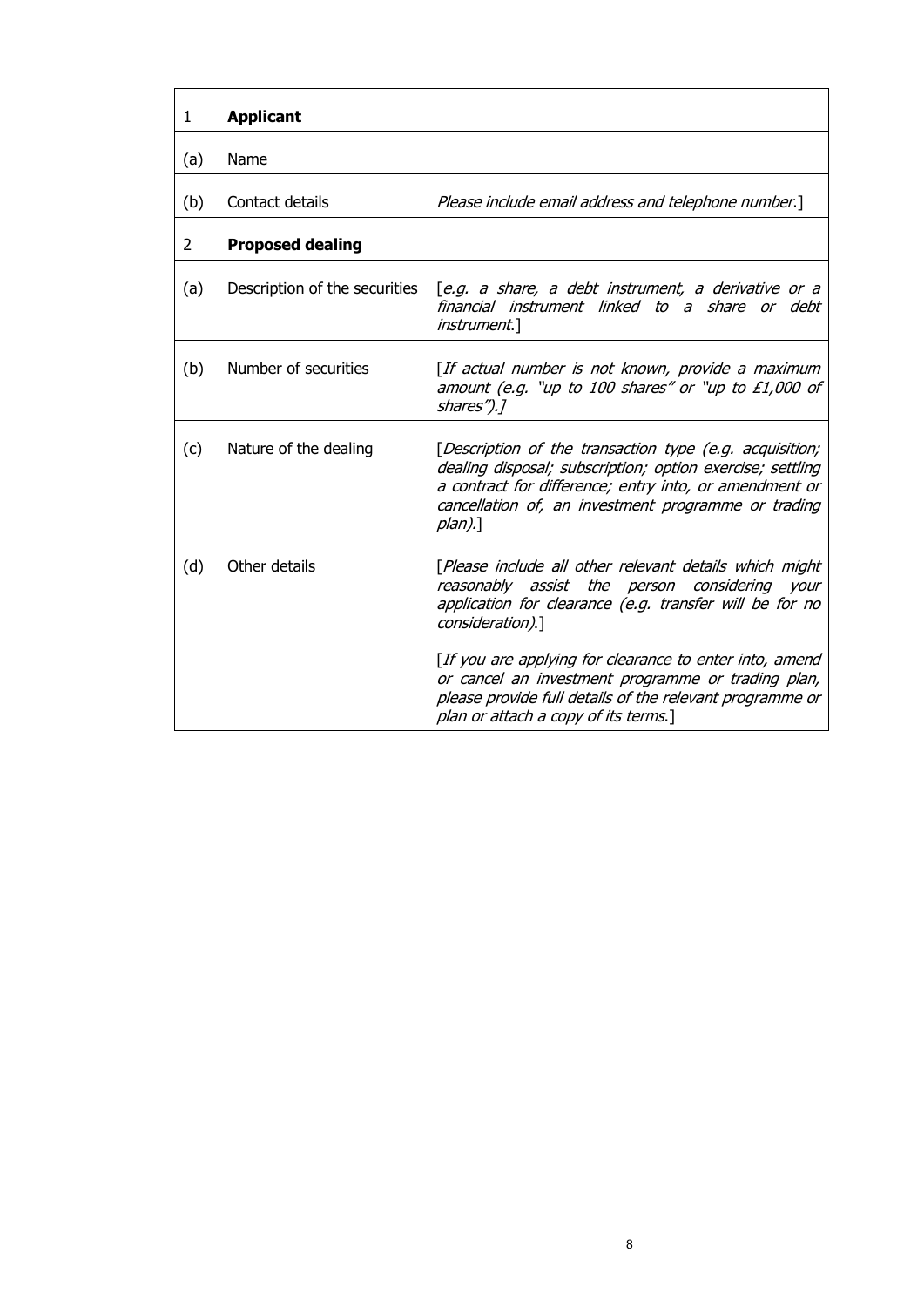| 1 | **Applicant** | |
|---|---|---|
| (a) | Name | |
| (b) | Contact details | *Please include email address and telephone number.*] |
| 2 | **Proposed dealing** | |
| (a) | Description of the securities | [*e.g. a share, a debt instrument, a derivative or a financial instrument linked to a share or debt instrument.*] |
| (b) | Number of securities | [*If actual number is not known, provide a maximum amount (e.g. "up to 100 shares" or "up to £1,000 of shares").]* |
| (c) | Nature of the dealing | [*Description of the transaction type (e.g. acquisition; dealing disposal; subscription; option exercise; settling a contract for difference; entry into, or amendment or cancellation of, an investment programme or trading plan).*] |
| (d) | Other details | [*Please include all other relevant details which might reasonably assist the person considering your application for clearance (e.g. transfer will be for no consideration).*]<br><br>[*If you are applying for clearance to enter into, amend or cancel an investment programme or trading plan, please provide full details of the relevant programme or plan or attach a copy of its terms.*] |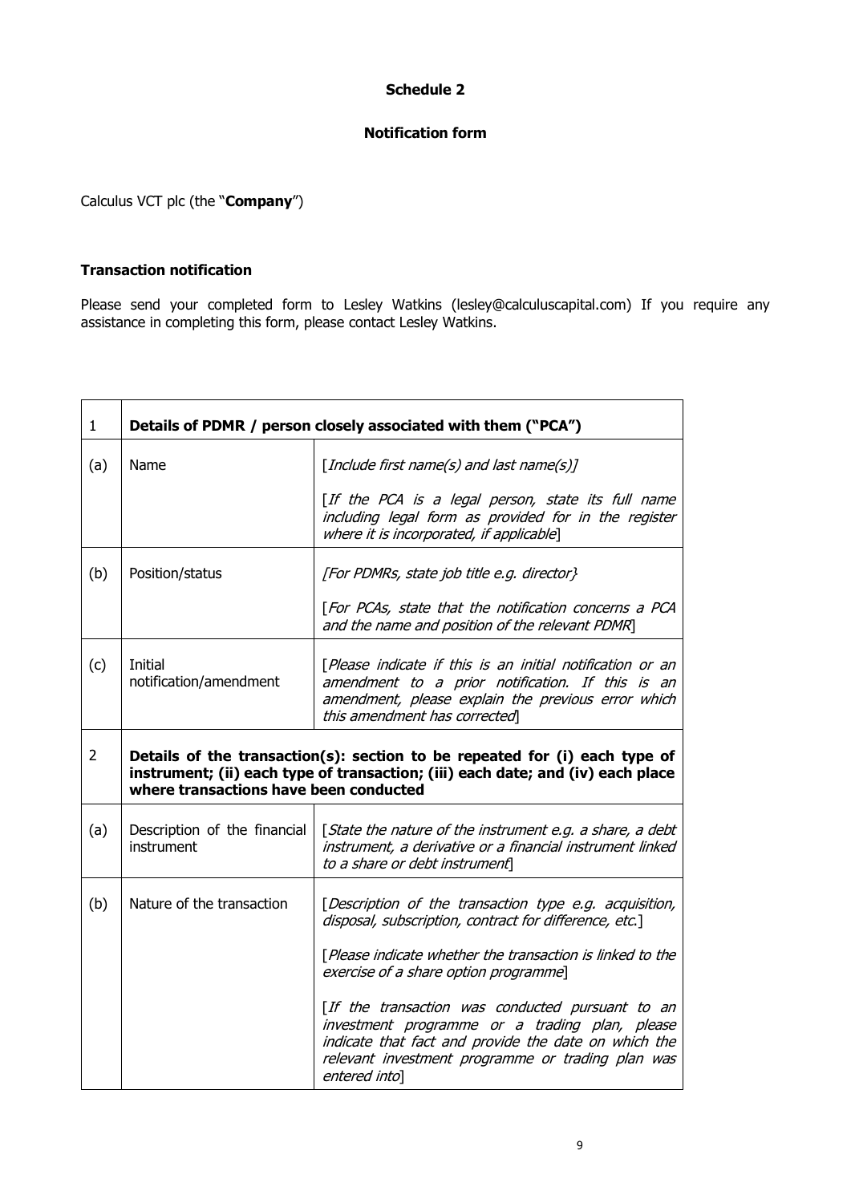## Schedule 2

## Notification form

Calculus VCT plc (the "**Company**")

**Transaction notification**

Please send your completed form to Lesley Watkins (lesley@calculuscapital.com) If you require any assistance in completing this form, please contact Lesley Watkins.

| 1 | **Details of PDMR / person closely associated with them ("PCA")** | |
|---|---|---|
| (a) | Name | [*Include first name(s) and last name(s)*]<br><br>[*If the PCA is a legal person, state its full name including legal form as provided for in the register where it is incorporated, if applicable*] |
| (b) | Position/status | [*For PDMRs, state job title e.g. director*}<br><br>[*For PCAs, state that the notification concerns a PCA and the name and position of the relevant PDMR*] |
| (c) | Initial notification/amendment | [*Please indicate if this is an initial notification or an amendment to a prior notification. If this is an amendment, please explain the previous error which this amendment has corrected*] |
| 2 | **Details of the transaction(s): section to be repeated for (i) each type of instrument; (ii) each type of transaction; (iii) each date; and (iv) each place where transactions have been conducted** | |
| (a) | Description of the financial instrument | [*State the nature of the instrument e.g. a share, a debt instrument, a derivative or a financial instrument linked to a share or debt instrument*] |
| (b) | Nature of the transaction | [*Description of the transaction type e.g. acquisition, disposal, subscription, contract for difference, etc.*]<br><br>[*Please indicate whether the transaction is linked to the exercise of a share option programme*]<br><br>[*If the transaction was conducted pursuant to an investment programme or a trading plan, please indicate that fact and provide the date on which the relevant investment programme or trading plan was entered into*] |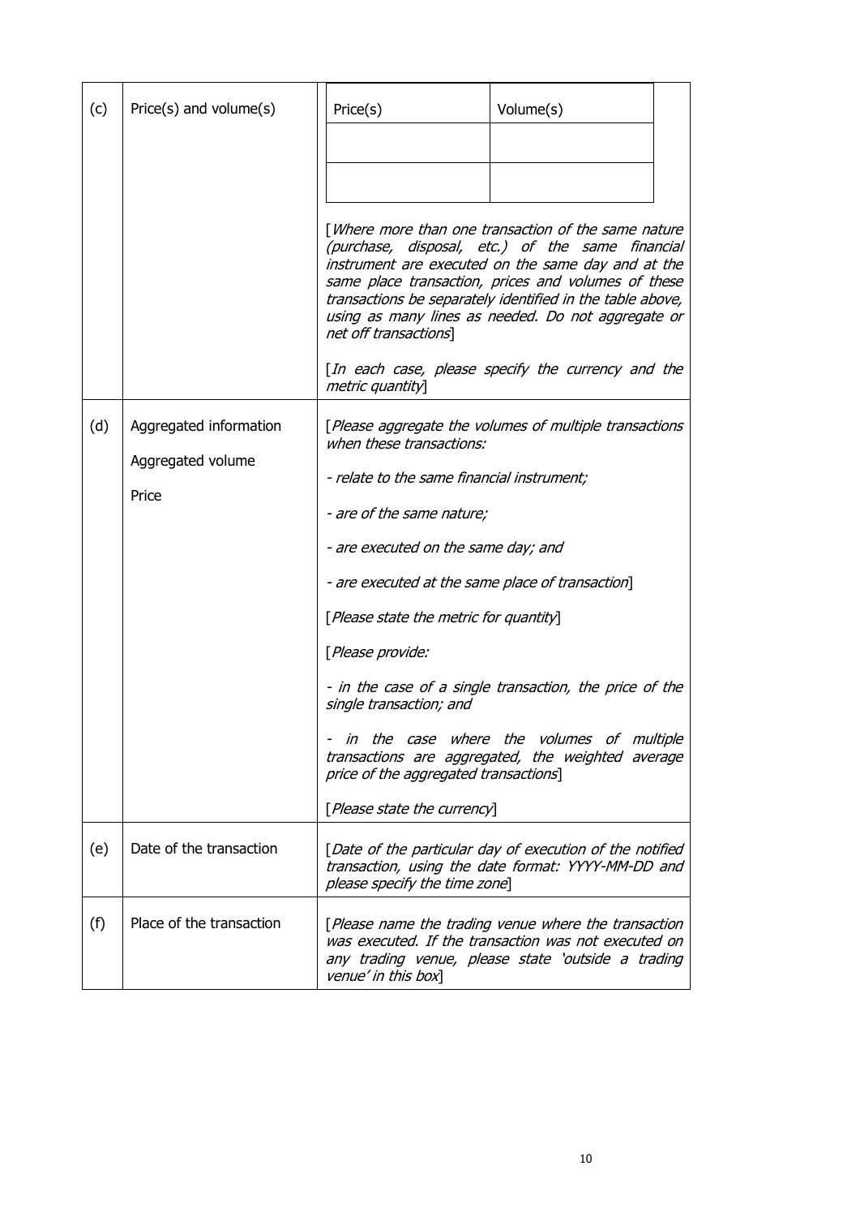| | | |
|---|---|---|
| (c) | Price(s) and volume(s) | <table><tr><td>Price(s)</td><td>Volume(s)</td></tr><tr><td></td><td></td></tr><tr><td></td><td></td></tr></table><br><br>[*Where more than one transaction of the same nature (purchase, disposal, etc.) of the same financial instrument are executed on the same day and at the same place transaction, prices and volumes of these transactions be separately identified in the table above, using as many lines as needed. Do not aggregate or net off transactions*]<br><br>[*In each case, please specify the currency and the metric quantity*] |
| (d) | Aggregated information<br><br>Aggregated volume<br><br>Price | [*Please aggregate the volumes of multiple transactions when these transactions:*<br><br>*- relate to the same financial instrument;*<br><br>*- are of the same nature;*<br><br>*- are executed on the same day; and*<br><br>*- are executed at the same place of transaction*]<br><br>[*Please state the metric for quantity*]<br><br>[*Please provide:*<br><br>*- in the case of a single transaction, the price of the single transaction; and*<br><br>*- in the case where the volumes of multiple transactions are aggregated, the weighted average price of the aggregated transactions*]<br><br>[*Please state the currency*] |
| (e) | Date of the transaction | [*Date of the particular day of execution of the notified transaction, using the date format: YYYY-MM-DD and please specify the time zone*] |
| (f) | Place of the transaction | [*Please name the trading venue where the transaction was executed. If the transaction was not executed on any trading venue, please state 'outside a trading venue' in this box*] |